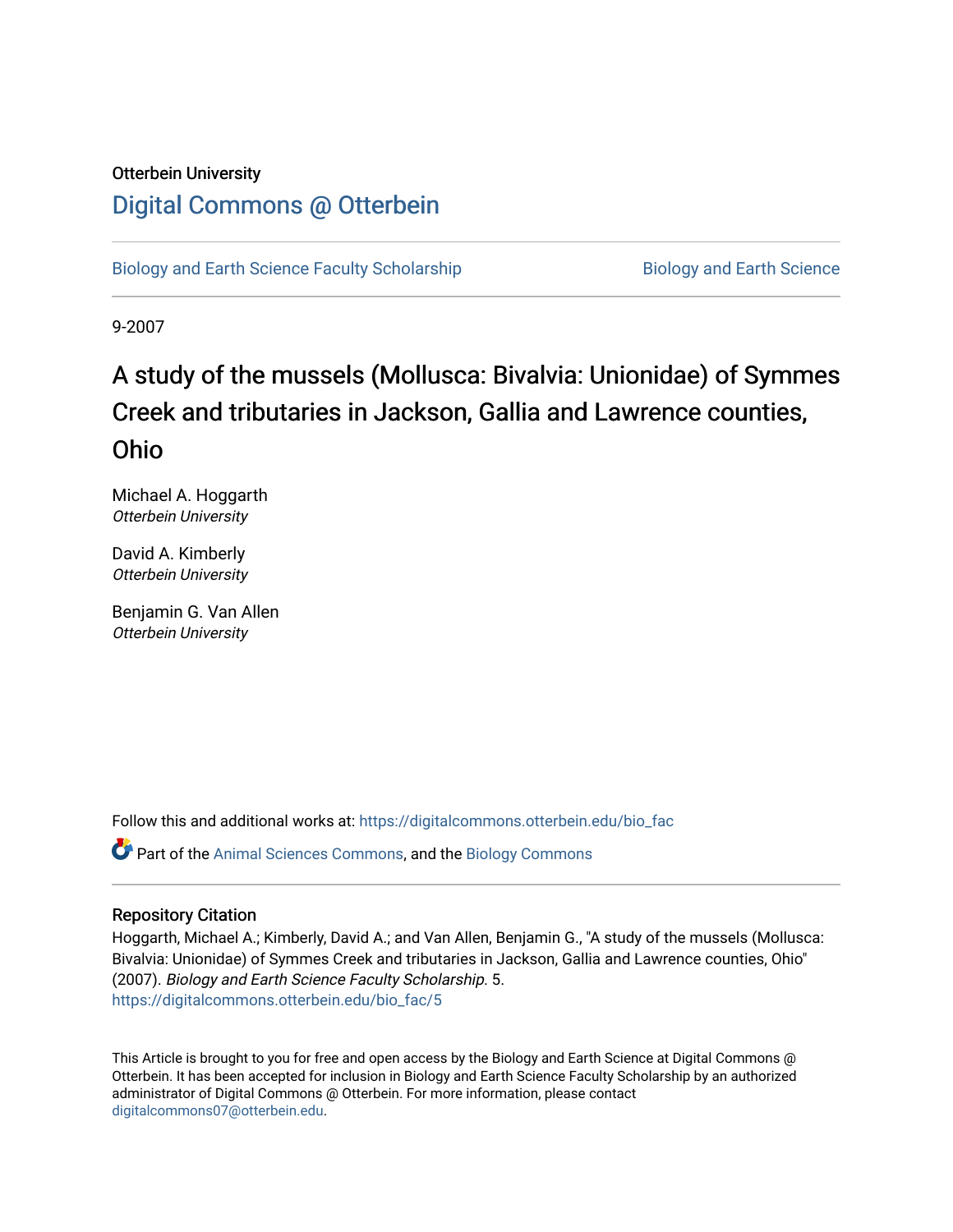Otterbein University

# Digital Commons @ Otterbein

Biology and Earth Science Faculty Scholarship

Biology and Earth Science

9-2007

# A study of the mussels (Mollusca: Bivalvia: Unionidae) of Symmes Creek and tributaries in Jackson, Gallia and Lawrence counties, Ohio

Michael A. Hoggarth
*Otterbein University*

David A. Kimberly
*Otterbein University*

Benjamin G. Van Allen
*Otterbein University*

Follow this and additional works at: https://digitalcommons.otterbein.edu/bio_fac

Part of the Animal Sciences Commons, and the Biology Commons

## Repository Citation

Hoggarth, Michael A.; Kimberly, David A.; and Van Allen, Benjamin G., "A study of the mussels (Mollusca: Bivalvia: Unionidae) of Symmes Creek and tributaries in Jackson, Gallia and Lawrence counties, Ohio" (2007). *Biology and Earth Science Faculty Scholarship*. 5.
https://digitalcommons.otterbein.edu/bio_fac/5

This Article is brought to you for free and open access by the Biology and Earth Science at Digital Commons @ Otterbein. It has been accepted for inclusion in Biology and Earth Science Faculty Scholarship by an authorized administrator of Digital Commons @ Otterbein. For more information, please contact digitalcommons07@otterbein.edu.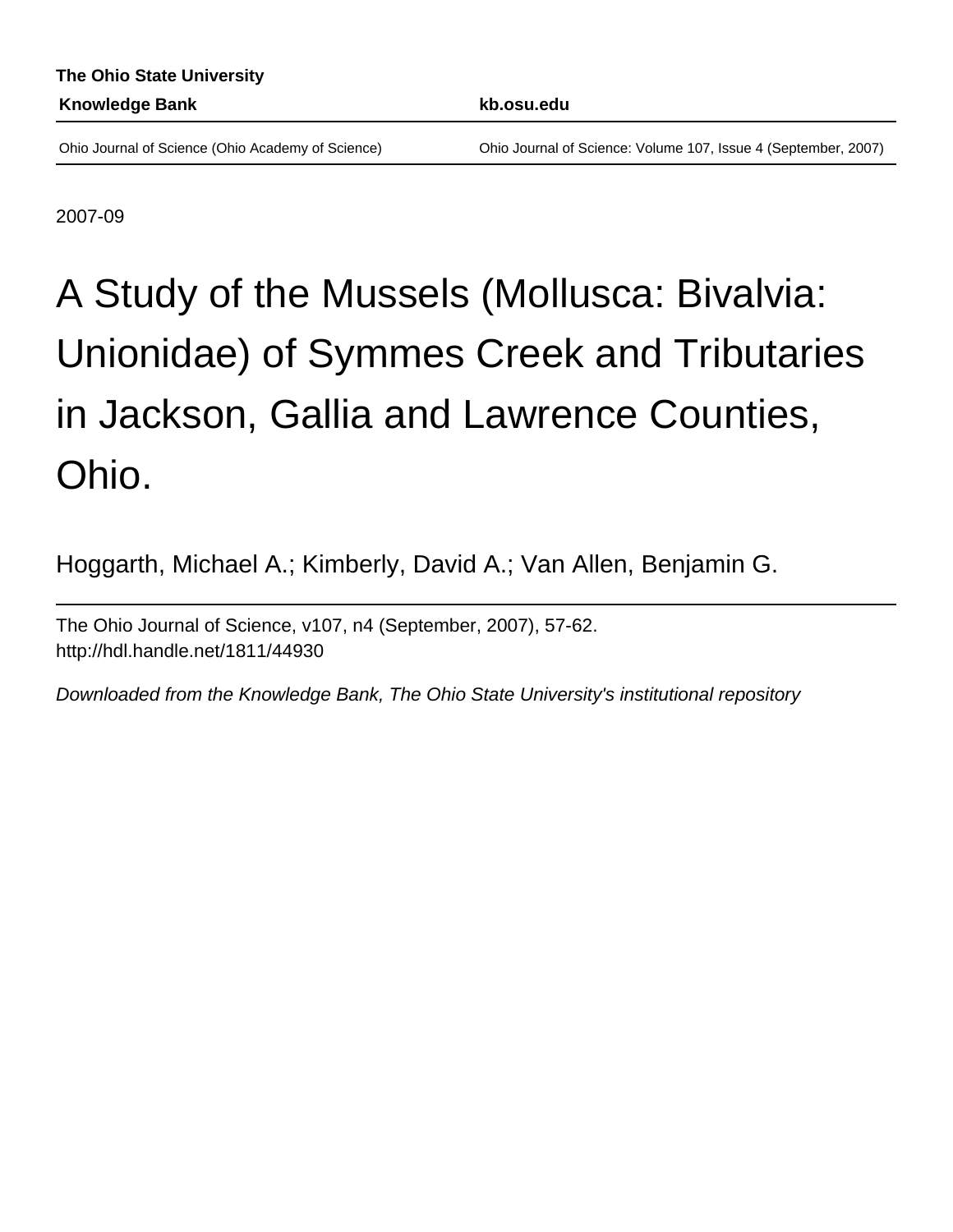The Ohio State University

**Knowledge Bank** kb.osu.edu

Ohio Journal of Science (Ohio Academy of Science) Ohio Journal of Science: Volume 107, Issue 4 (September, 2007)

2007-09

# A Study of the Mussels (Mollusca: Bivalvia: Unionidae) of Symmes Creek and Tributaries in Jackson, Gallia and Lawrence Counties, Ohio.

Hoggarth, Michael A.; Kimberly, David A.; Van Allen, Benjamin G.

The Ohio Journal of Science, v107, n4 (September, 2007), 57-62.
http://hdl.handle.net/1811/44930

*Downloaded from the Knowledge Bank, The Ohio State University's institutional repository*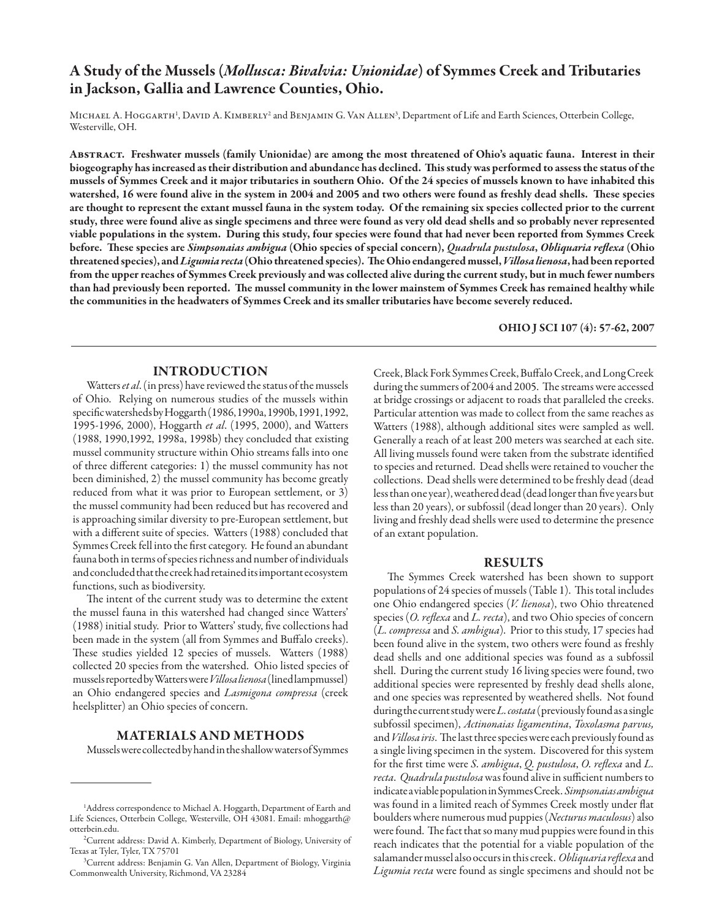# A Study of the Mussels (*Mollusca: Bivalvia: Unionidae*) of Symmes Creek and Tributaries in Jackson, Gallia and Lawrence Counties, Ohio.

Michael A. Hoggarth[1], David A. Kimberly[2] and Benjamin G. Van Allen[3], Department of Life and Earth Sciences, Otterbein College, Westerville, OH.

**Abstract. Freshwater mussels (family Unionidae) are among the most threatened of Ohio's aquatic fauna. Interest in their biogeography has increased as their distribution and abundance has declined. This study was performed to assess the status of the mussels of Symmes Creek and it major tributaries in southern Ohio. Of the 24 species of mussels known to have inhabited this watershed, 16 were found alive in the system in 2004 and 2005 and two others were found as freshly dead shells. These species are thought to represent the extant mussel fauna in the system today. Of the remaining six species collected prior to the current study, three were found alive as single specimens and three were found as very old dead shells and so probably never represented viable populations in the system. During this study, four species were found that had never been reported from Symmes Creek before. These species are *Simpsonaias ambigua* (Ohio species of special concern), *Quadrula pustulosa*, *Obliquaria reflexa* (Ohio threatened species), and *Ligumia recta* (Ohio threatened species). The Ohio endangered mussel, *Villosa lienosa*, had been reported from the upper reaches of Symmes Creek previously and was collected alive during the current study, but in much fewer numbers than had previously been reported. The mussel community in the lower mainstem of Symmes Creek has remained healthy while the communities in the headwaters of Symmes Creek and its smaller tributaries have become severely reduced.**

## INTRODUCTION

Watters *et al*. (in press) have reviewed the status of the mussels of Ohio. Relying on numerous studies of the mussels within specific watersheds by Hoggarth (1986, 1990a, 1990b, 1991, 1992, 1995-1996, 2000), Hoggarth *et al*. (1995, 2000), and Watters (1988, 1990, 1992, 1998a, 1998b) they concluded that existing mussel community structure within Ohio streams falls into one of three different categories: 1) the mussel community has not been diminished, 2) the mussel community has become greatly reduced from what it was prior to European settlement, or 3) the mussel community had been reduced but has recovered and is approaching similar diversity to pre-European settlement, but with a different suite of species. Watters (1988) concluded that Symmes Creek fell into the first category. He found an abundant fauna both in terms of species richness and number of individuals and concluded that the creek had retained its important ecosystem functions, such as biodiversity.

The intent of the current study was to determine the extent the mussel fauna in this watershed had changed since Watters' (1988) initial study. Prior to Watters' study, five collections had been made in the system (all from Symmes and Buffalo creeks). These studies yielded 12 species of mussels. Watters (1988) collected 20 species from the watershed. Ohio listed species of mussels reported by Watters were *Villosa lienosa* (lined lampmussel) an Ohio endangered species and *Lasmigona compressa* (creek heelsplitter) an Ohio species of concern.

## MATERIALS AND METHODS

Mussels were collected by hand in the shallow waters of Symmes Creek, Black Fork Symmes Creek, Buffalo Creek, and Long Creek during the summers of 2004 and 2005. The streams were accessed at bridge crossings or adjacent to roads that paralleled the creeks. Particular attention was made to collect from the same reaches as Watters (1988), although additional sites were sampled as well. Generally a reach of at least 200 meters was searched at each site. All living mussels found were taken from the substrate identified to species and returned. Dead shells were retained to voucher the collections. Dead shells were determined to be freshly dead (dead less than one year), weathered dead (dead longer than five years but less than 20 years), or subfossil (dead longer than 20 years). Only living and freshly dead shells were used to determine the presence of an extant population.

## RESULTS

The Symmes Creek watershed has been shown to support populations of 24 species of mussels (Table 1). This total includes one Ohio endangered species (*V. lienosa*), two Ohio threatened species (*O. reflexa* and *L. recta*), and two Ohio species of concern (*L. compressa* and *S. ambigua*). Prior to this study, 17 species had been found alive in the system, two others were found as freshly dead shells and one additional species was found as a subfossil shell. During the current study 16 living species were found, two additional species were represented by freshly dead shells alone, and one species was represented by weathered shells. Not found during the current study were *L. costata* (previously found as a single subfossil specimen), *Actinonaias ligamentina*, *Toxolasma parvus,* and *Villosa iris*. The last three species were each previously found as a single living specimen in the system. Discovered for this system for the first time were *S. ambigua*, *Q. pustulosa*, *O. reflexa* and *L. recta*. *Quadrula pustulosa* was found alive in sufficient numbers to indicate a viable population in Symmes Creek. *Simpsonaias ambigua* was found in a limited reach of Symmes Creek mostly under flat boulders where numerous mud puppies (*Necturus maculosus*) also were found. The fact that so many mud puppies were found in this reach indicates that the potential for a viable population of the salamander mussel also occurs in this creek. *Obliquaria reflexa* and *Ligumia recta* were found as single specimens and should not be

[1]Address correspondence to Michael A. Hoggarth, Department of Earth and Life Sciences, Otterbein College, Westerville, OH 43081. Email: mhoggarth@otterbein.edu.

[2]Current address: David A. Kimberly, Department of Biology, University of Texas at Tyler, Tyler, TX 75701

[3]Current address: Benjamin G. Van Allen, Department of Biology, Virginia Commonwealth University, Richmond, VA 23284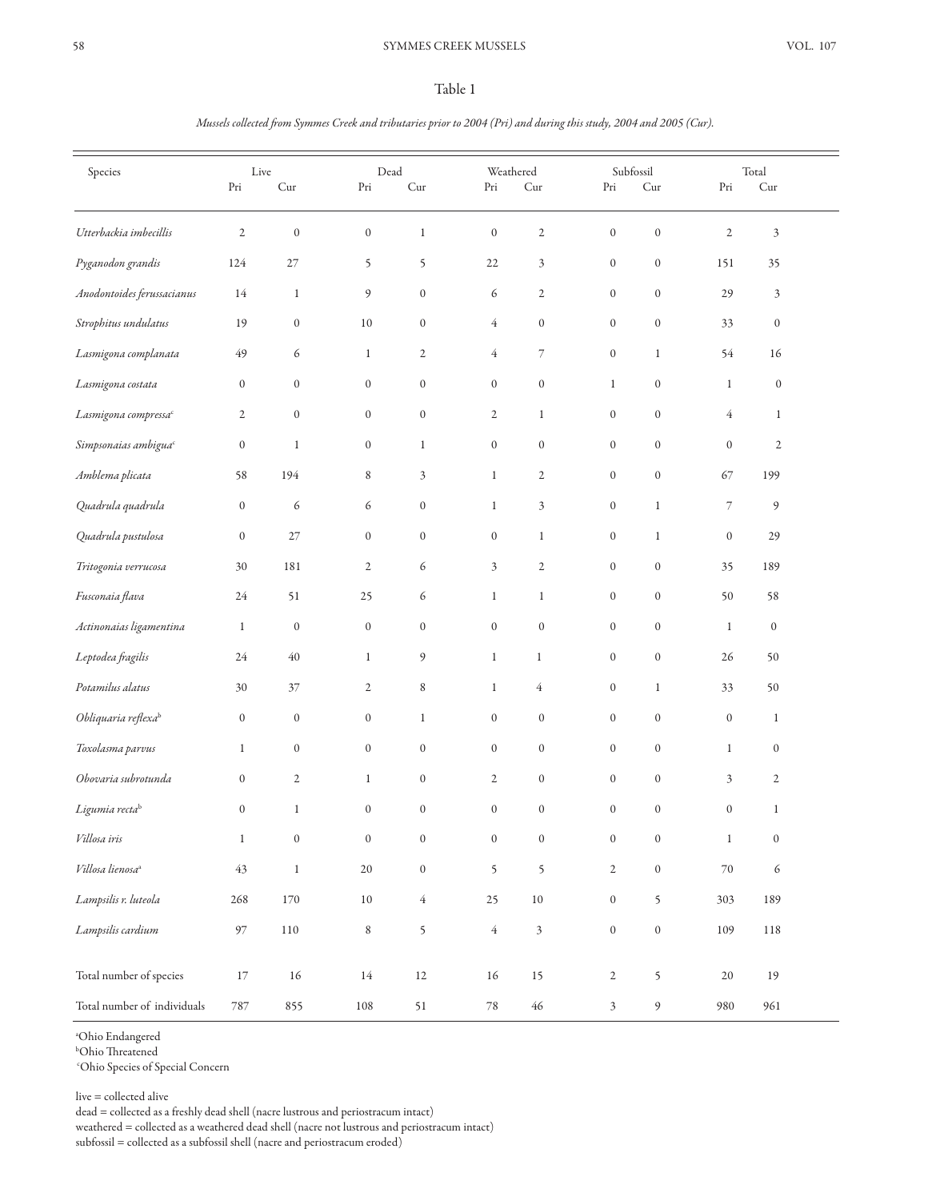Table 1

*Mussels collected from Symmes Creek and tributaries prior to 2004 (Pri) and during this study, 2004 and 2005 (Cur).*

| Species | Live | | Dead | | Weathered | | Subfossil | | Total | |
|---|---|---|---|---|---|---|---|---|---|---|
| | Pri | Cur | Pri | Cur | Pri | Cur | Pri | Cur | Pri | Cur |
| *Utterbackia imbecillis* | 2 | 0 | 0 | 1 | 0 | 2 | 0 | 0 | 2 | 3 |
| *Pyganodon grandis* | 124 | 27 | 5 | 5 | 22 | 3 | 0 | 0 | 151 | 35 |
| *Anodontoides ferussacianus* | 14 | 1 | 9 | 0 | 6 | 2 | 0 | 0 | 29 | 3 |
| *Strophitus undulatus* | 19 | 0 | 10 | 0 | 4 | 0 | 0 | 0 | 33 | 0 |
| *Lasmigona complanata* | 49 | 6 | 1 | 2 | 4 | 7 | 0 | 1 | 54 | 16 |
| *Lasmigona costata* | 0 | 0 | 0 | 0 | 0 | 0 | 1 | 0 | 1 | 0 |
| *Lasmigona compressa*[c] | 2 | 0 | 0 | 0 | 2 | 1 | 0 | 0 | 4 | 1 |
| *Simpsonaias ambigua*[c] | 0 | 1 | 0 | 1 | 0 | 0 | 0 | 0 | 0 | 2 |
| *Amblema plicata* | 58 | 194 | 8 | 3 | 1 | 2 | 0 | 0 | 67 | 199 |
| *Quadrula quadrula* | 0 | 6 | 6 | 0 | 1 | 3 | 0 | 1 | 7 | 9 |
| *Quadrula pustulosa* | 0 | 27 | 0 | 0 | 0 | 1 | 0 | 1 | 0 | 29 |
| *Tritogonia verrucosa* | 30 | 181 | 2 | 6 | 3 | 2 | 0 | 0 | 35 | 189 |
| *Fusconaia flava* | 24 | 51 | 25 | 6 | 1 | 1 | 0 | 0 | 50 | 58 |
| *Actinonaias ligamentina* | 1 | 0 | 0 | 0 | 0 | 0 | 0 | 0 | 1 | 0 |
| *Leptodea fragilis* | 24 | 40 | 1 | 9 | 1 | 1 | 0 | 0 | 26 | 50 |
| *Potamilus alatus* | 30 | 37 | 2 | 8 | 1 | 4 | 0 | 1 | 33 | 50 |
| *Obliquaria reflexa*[b] | 0 | 0 | 0 | 1 | 0 | 0 | 0 | 0 | 0 | 1 |
| *Toxolasma parvus* | 1 | 0 | 0 | 0 | 0 | 0 | 0 | 0 | 1 | 0 |
| *Obovaria subrotunda* | 0 | 2 | 1 | 0 | 2 | 0 | 0 | 0 | 3 | 2 |
| *Ligumia recta*[b] | 0 | 1 | 0 | 0 | 0 | 0 | 0 | 0 | 0 | 1 |
| *Villosa iris* | 1 | 0 | 0 | 0 | 0 | 0 | 0 | 0 | 1 | 0 |
| *Villosa lienosa*[a] | 43 | 1 | 20 | 0 | 5 | 5 | 2 | 0 | 70 | 6 |
| *Lampsilis r. luteola* | 268 | 170 | 10 | 4 | 25 | 10 | 0 | 5 | 303 | 189 |
| *Lampsilis cardium* | 97 | 110 | 8 | 5 | 4 | 3 | 0 | 0 | 109 | 118 |
| Total number of species | 17 | 16 | 14 | 12 | 16 | 15 | 2 | 5 | 20 | 19 |
| Total number of individuals | 787 | 855 | 108 | 51 | 78 | 46 | 3 | 9 | 980 | 961 |

[a]Ohio Endangered
[b]Ohio Threatened
[c]Ohio Species of Special Concern

live = collected alive
dead = collected as a freshly dead shell (nacre lustrous and periostracum intact)
weathered = collected as a weathered dead shell (nacre not lustrous and periostracum intact)
subfossil = collected as a subfossil shell (nacre and periostracum eroded)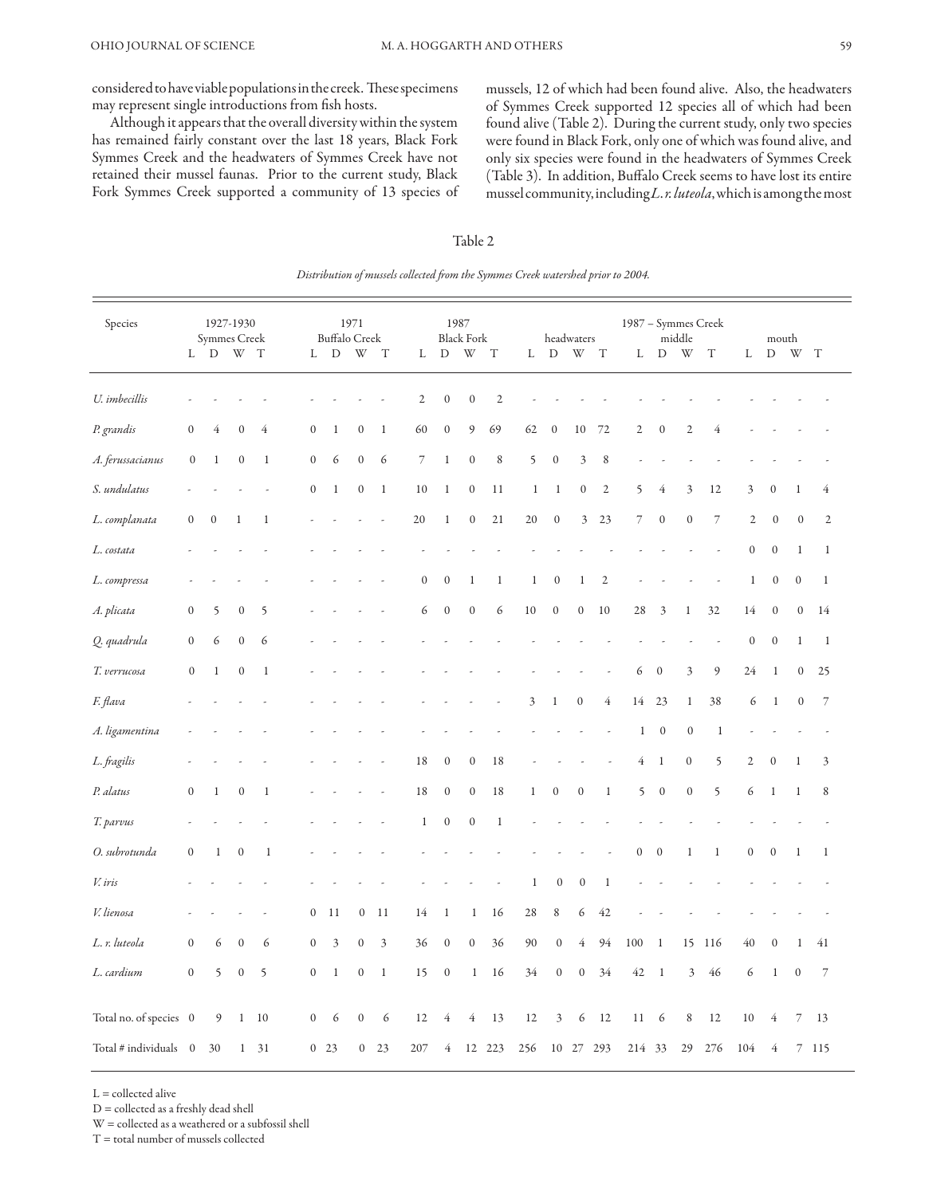considered to have viable populations in the creek. These specimens may represent single introductions from fish hosts.

Although it appears that the overall diversity within the system has remained fairly constant over the last 18 years, Black Fork Symmes Creek and the headwaters of Symmes Creek have not retained their mussel faunas. Prior to the current study, Black Fork Symmes Creek supported a community of 13 species of mussels, 12 of which had been found alive. Also, the headwaters of Symmes Creek supported 12 species all of which had been found alive (Table 2). During the current study, only two species were found in Black Fork, only one of which was found alive, and only six species were found in the headwaters of Symmes Creek (Table 3). In addition, Buffalo Creek seems to have lost its entire mussel community, including *L. r. luteola*, which is among the most

Table 2

*Distribution of mussels collected from the Symmes Creek watershed prior to 2004.*

| Species | 1927-1930 Symmes Creek | | | | 1971 Buffalo Creek | | | | 1987 Black Fork | | | | 1987 – Symmes Creek headwaters | | | | middle | | | | mouth | | | |
|---|---|---|---|---|---|---|---|---|---|---|---|---|---|---|---|---|---|---|---|---|---|---|---|---|
| | L | D | W | T | L | D | W | T | L | D | W | T | L | D | W | T | L | D | W | T | L | D | W | T |
| *U. imbecillis* | - | - | - | - | - | - | - | - | 2 | 0 | 0 | 2 | - | - | - | - | - | - | - | - | - | - | - | - |
| *P. grandis* | 0 | 4 | 0 | 4 | 0 | 1 | 0 | 1 | 60 | 0 | 9 | 69 | 62 | 0 | 10 | 72 | 2 | 0 | 2 | 4 | - | - | - | - |
| *A. ferussacianus* | 0 | 1 | 0 | 1 | 0 | 6 | 0 | 6 | 7 | 1 | 0 | 8 | 5 | 0 | 3 | 8 | - | - | - | - | - | - | - | - |
| *S. undulatus* | - | - | - | - | 0 | 1 | 0 | 1 | 10 | 1 | 0 | 11 | 1 | 1 | 0 | 2 | 5 | 4 | 3 | 12 | 3 | 0 | 1 | 4 |
| *L. complanata* | 0 | 0 | 1 | 1 | - | - | - | - | 20 | 1 | 0 | 21 | 20 | 0 | 3 | 23 | 7 | 0 | 0 | 7 | 2 | 0 | 0 | 2 |
| *L. costata* | - | - | - | - | - | - | - | - | - | - | - | - | - | - | - | - | - | - | - | - | 0 | 0 | 1 | 1 |
| *L. compressa* | - | - | - | - | - | - | - | - | 0 | 0 | 1 | 1 | 1 | 0 | 1 | 2 | - | - | - | - | 1 | 0 | 0 | 1 |
| *A. plicata* | 0 | 5 | 0 | 5 | - | - | - | - | 6 | 0 | 0 | 6 | 10 | 0 | 0 | 10 | 28 | 3 | 1 | 32 | 14 | 0 | 0 | 14 |
| *Q. quadrula* | 0 | 6 | 0 | 6 | - | - | - | - | - | - | - | - | - | - | - | - | - | - | - | - | 0 | 0 | 1 | 1 |
| *T. verrucosa* | 0 | 1 | 0 | 1 | - | - | - | - | - | - | - | - | - | - | - | - | 6 | 0 | 3 | 9 | 24 | 1 | 0 | 25 |
| *F. flava* | - | - | - | - | - | - | - | - | - | - | - | - | 3 | 1 | 0 | 4 | 14 | 23 | 1 | 38 | 6 | 1 | 0 | 7 |
| *A. ligamentina* | - | - | - | - | - | - | - | - | - | - | - | - | - | - | - | - | 1 | 0 | 0 | 1 | - | - | - | - |
| *L. fragilis* | - | - | - | - | - | - | - | - | 18 | 0 | 0 | 18 | - | - | - | - | 4 | 1 | 0 | 5 | 2 | 0 | 1 | 3 |
| *P. alatus* | 0 | 1 | 0 | 1 | - | - | - | - | 18 | 0 | 0 | 18 | 1 | 0 | 0 | 1 | 5 | 0 | 0 | 5 | 6 | 1 | 1 | 8 |
| *T. parvus* | - | - | - | - | - | - | - | - | 1 | 0 | 0 | 1 | - | - | - | - | - | - | - | - | - | - | - | - |
| *O. subrotunda* | 0 | 1 | 0 | 1 | - | - | - | - | - | - | - | - | - | - | - | - | 0 | 0 | 1 | 1 | 0 | 0 | 1 | 1 |
| *V. iris* | - | - | - | - | - | - | - | - | - | - | - | - | 1 | 0 | 0 | 1 | - | - | - | - | - | - | - | - |
| *V. lienosa* | - | - | - | - | 0 | 11 | 0 | 11 | 14 | 1 | 1 | 16 | 28 | 8 | 6 | 42 | - | - | - | - | - | - | - | - |
| *L. r. luteola* | 0 | 6 | 0 | 6 | 0 | 3 | 0 | 3 | 36 | 0 | 0 | 36 | 90 | 0 | 4 | 94 | 100 | 1 | 15 | 116 | 40 | 0 | 1 | 41 |
| *L. cardium* | 0 | 5 | 0 | 5 | 0 | 1 | 0 | 1 | 15 | 0 | 1 | 16 | 34 | 0 | 0 | 34 | 42 | 1 | 3 | 46 | 6 | 1 | 0 | 7 |
| Total no. of species | 0 | 9 | 1 | 10 | 0 | 6 | 0 | 6 | 12 | 4 | 4 | 13 | 12 | 3 | 6 | 12 | 11 | 6 | 8 | 12 | 10 | 4 | 7 | 13 |
| Total # individuals | 0 | 30 | 1 | 31 | 0 | 23 | 0 | 23 | 207 | 4 | 12 | 223 | 256 | 10 | 27 | 293 | 214 | 33 | 29 | 276 | 104 | 4 | 7 | 115 |

L = collected alive
D = collected as a freshly dead shell
W = collected as a weathered or a subfossil shell
T = total number of mussels collected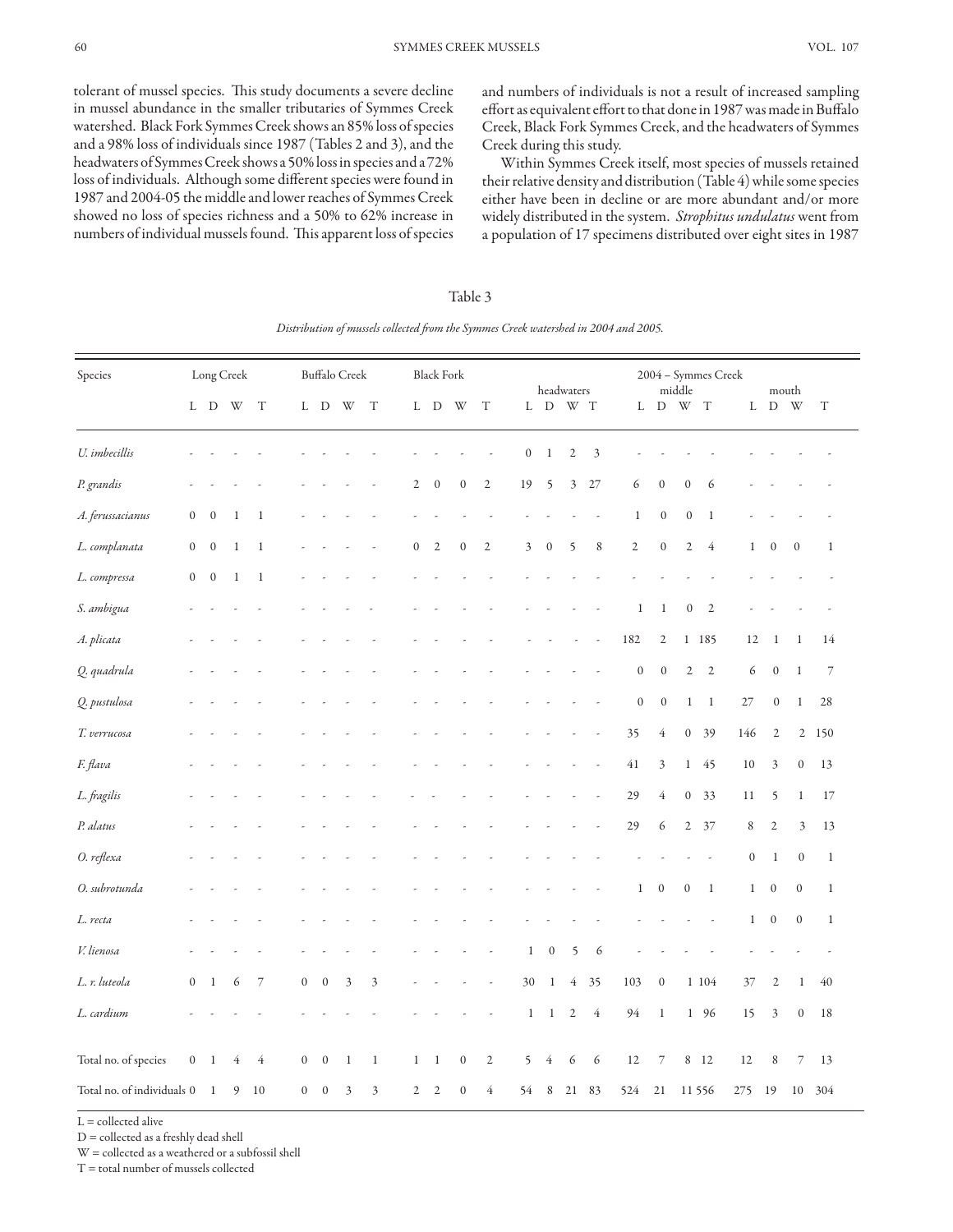tolerant of mussel species. This study documents a severe decline in mussel abundance in the smaller tributaries of Symmes Creek watershed. Black Fork Symmes Creek shows an 85% loss of species and a 98% loss of individuals since 1987 (Tables 2 and 3), and the headwaters of Symmes Creek shows a 50% loss in species and a 72% loss of individuals. Although some different species were found in 1987 and 2004-05 the middle and lower reaches of Symmes Creek showed no loss of species richness and a 50% to 62% increase in numbers of individual mussels found. This apparent loss of species and numbers of individuals is not a result of increased sampling effort as equivalent effort to that done in 1987 was made in Buffalo Creek, Black Fork Symmes Creek, and the headwaters of Symmes Creek during this study.

Within Symmes Creek itself, most species of mussels retained their relative density and distribution (Table 4) while some species either have been in decline or are more abundant and/or more widely distributed in the system. *Strophitus undulatus* went from a population of 17 specimens distributed over eight sites in 1987

Table 3

*Distribution of mussels collected from the Symmes Creek watershed in 2004 and 2005.*

| Species | Long Creek | | | | Buffalo Creek | | | | Black Fork | | | | 2004 – Symmes Creek headwaters | | | | middle | | | | mouth | | | |
|---|---|---|---|---|---|---|---|---|---|---|---|---|---|---|---|---|---|---|---|---|---|---|---|---|
| | L | D | W | T | L | D | W | T | L | D | W | T | L | D | W | T | L | D | W | T | L | D | W | T |
| *U. imbecillis* | - | - | - | - | - | - | - | - | - | - | - | - | 0 | 1 | 2 | 3 | - | - | - | - | - | - | - | - |
| *P. grandis* | - | - | - | - | - | - | - | - | 2 | 0 | 0 | 2 | 19 | 5 | 3 | 27 | 6 | 0 | 0 | 6 | - | - | - | - |
| *A. ferussacianus* | 0 | 0 | 1 | 1 | - | - | - | - | - | - | - | - | - | - | - | - | 1 | 0 | 0 | 1 | - | - | - | - |
| *L. complanata* | 0 | 0 | 1 | 1 | - | - | - | - | 0 | 2 | 0 | 2 | 3 | 0 | 5 | 8 | 2 | 0 | 2 | 4 | 1 | 0 | 0 | 1 |
| *L. compressa* | 0 | 0 | 1 | 1 | - | - | - | - | - | - | - | - | - | - | - | - | - | - | - | - | - | - | - | - |
| *S. ambigua* | - | - | - | - | - | - | - | - | - | - | - | - | - | - | - | - | 1 | 1 | 0 | 2 | - | - | - | - |
| *A. plicata* | - | - | - | - | - | - | - | - | - | - | - | - | - | - | - | - | 182 | 2 | 1 | 185 | 12 | 1 | 1 | 14 |
| *Q. quadrula* | - | - | - | - | - | - | - | - | - | - | - | - | - | - | - | - | 0 | 0 | 2 | 2 | 6 | 0 | 1 | 7 |
| *Q. pustulosa* | - | - | - | - | - | - | - | - | - | - | - | - | - | - | - | - | 0 | 0 | 1 | 1 | 27 | 0 | 1 | 28 |
| *T. verrucosa* | - | - | - | - | - | - | - | - | - | - | - | - | - | - | - | - | 35 | 4 | 0 | 39 | 146 | 2 | 2 | 150 |
| *F. flava* | - | - | - | - | - | - | - | - | - | - | - | - | - | - | - | - | 41 | 3 | 1 | 45 | 10 | 3 | 0 | 13 |
| *L. fragilis* | - | - | - | - | - | - | - | - | - | - | - | - | - | - | - | - | 29 | 4 | 0 | 33 | 11 | 5 | 1 | 17 |
| *P. alatus* | - | - | - | - | - | - | - | - | - | - | - | - | - | - | - | - | 29 | 6 | 2 | 37 | 8 | 2 | 3 | 13 |
| *O. reflexa* | - | - | - | - | - | - | - | - | - | - | - | - | - | - | - | - | - | - | - | - | 0 | 1 | 0 | 1 |
| *O. subrotunda* | - | - | - | - | - | - | - | - | - | - | - | - | - | - | - | - | 1 | 0 | 0 | 1 | 1 | 0 | 0 | 1 |
| *L. recta* | - | - | - | - | - | - | - | - | - | - | - | - | - | - | - | - | - | - | - | - | 1 | 0 | 0 | 1 |
| *V. lienosa* | - | - | - | - | - | - | - | - | - | - | - | - | 1 | 0 | 5 | 6 | - | - | - | - | - | - | - | - |
| *L. r. luteola* | 0 | 1 | 6 | 7 | 0 | 0 | 3 | 3 | - | - | - | - | 30 | 1 | 4 | 35 | 103 | 0 | 1 | 104 | 37 | 2 | 1 | 40 |
| *L. cardium* | - | - | - | - | - | - | - | - | - | - | - | - | 1 | 1 | 2 | 4 | 94 | 1 | 1 | 96 | 15 | 3 | 0 | 18 |
| Total no. of species | 0 | 1 | 4 | 4 | 0 | 0 | 1 | 1 | 1 | 1 | 0 | 2 | 5 | 4 | 6 | 6 | 12 | 7 | 8 | 12 | 12 | 8 | 7 | 13 |
| Total no. of individuals | 0 | 1 | 9 | 10 | 0 | 0 | 3 | 3 | 2 | 2 | 0 | 4 | 54 | 8 | 21 | 83 | 524 | 21 | 11 | 556 | 275 | 19 | 10 | 304 |

L = collected alive  
D = collected as a freshly dead shell  
W = collected as a weathered or a subfossil shell  
T = total number of mussels collected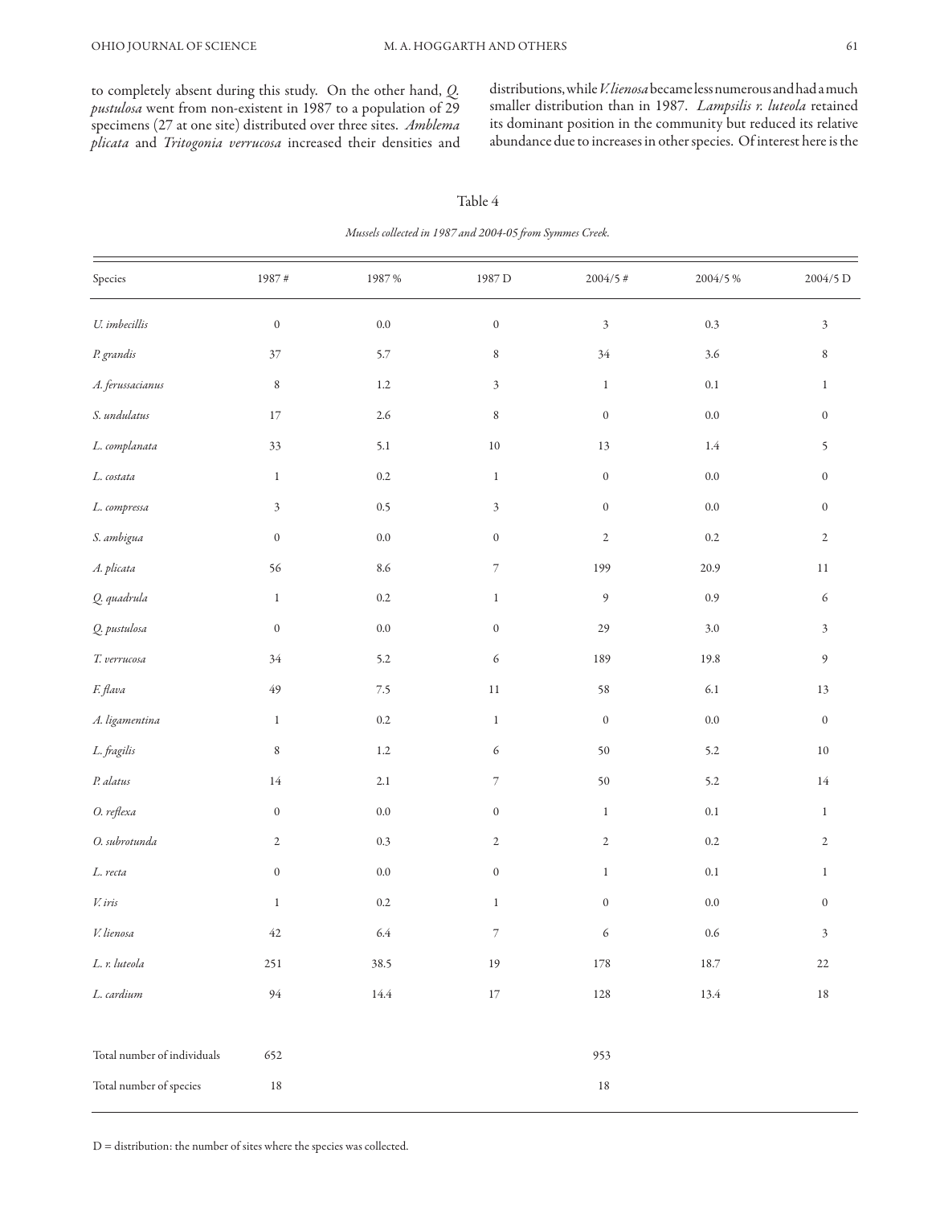to completely absent during this study. On the other hand, *Q. pustulosa* went from non-existent in 1987 to a population of 29 specimens (27 at one site) distributed over three sites. *Amblema plicata* and *Tritogonia verrucosa* increased their densities and distributions, while *V. lienosa* became less numerous and had a much smaller distribution than in 1987. *Lampsilis r. luteola* retained its dominant position in the community but reduced its relative abundance due to increases in other species. Of interest here is the

Table 4

*Mussels collected in 1987 and 2004-05 from Symmes Creek.*

| Species | 1987 # | 1987 % | 1987 D | 2004/5 # | 2004/5 % | 2004/5 D |
|---|---|---|---|---|---|---|
| *U. imbecillis* | 0 | 0.0 | 0 | 3 | 0.3 | 3 |
| *P. grandis* | 37 | 5.7 | 8 | 34 | 3.6 | 8 |
| *A. ferussacianus* | 8 | 1.2 | 3 | 1 | 0.1 | 1 |
| *S. undulatus* | 17 | 2.6 | 8 | 0 | 0.0 | 0 |
| *L. complanata* | 33 | 5.1 | 10 | 13 | 1.4 | 5 |
| *L. costata* | 1 | 0.2 | 1 | 0 | 0.0 | 0 |
| *L. compressa* | 3 | 0.5 | 3 | 0 | 0.0 | 0 |
| *S. ambigua* | 0 | 0.0 | 0 | 2 | 0.2 | 2 |
| *A. plicata* | 56 | 8.6 | 7 | 199 | 20.9 | 11 |
| *Q. quadrula* | 1 | 0.2 | 1 | 9 | 0.9 | 6 |
| *Q. pustulosa* | 0 | 0.0 | 0 | 29 | 3.0 | 3 |
| *T. verrucosa* | 34 | 5.2 | 6 | 189 | 19.8 | 9 |
| *F. flava* | 49 | 7.5 | 11 | 58 | 6.1 | 13 |
| *A. ligamentina* | 1 | 0.2 | 1 | 0 | 0.0 | 0 |
| *L. fragilis* | 8 | 1.2 | 6 | 50 | 5.2 | 10 |
| *P. alatus* | 14 | 2.1 | 7 | 50 | 5.2 | 14 |
| *O. reflexa* | 0 | 0.0 | 0 | 1 | 0.1 | 1 |
| *O. subrotunda* | 2 | 0.3 | 2 | 2 | 0.2 | 2 |
| *L. recta* | 0 | 0.0 | 0 | 1 | 0.1 | 1 |
| *V. iris* | 1 | 0.2 | 1 | 0 | 0.0 | 0 |
| *V. lienosa* | 42 | 6.4 | 7 | 6 | 0.6 | 3 |
| *L. r. luteola* | 251 | 38.5 | 19 | 178 | 18.7 | 22 |
| *L. cardium* | 94 | 14.4 | 17 | 128 | 13.4 | 18 |
| Total number of individuals | 652 | | | 953 | | |
| Total number of species | 18 | | | 18 | | |

D = distribution: the number of sites where the species was collected.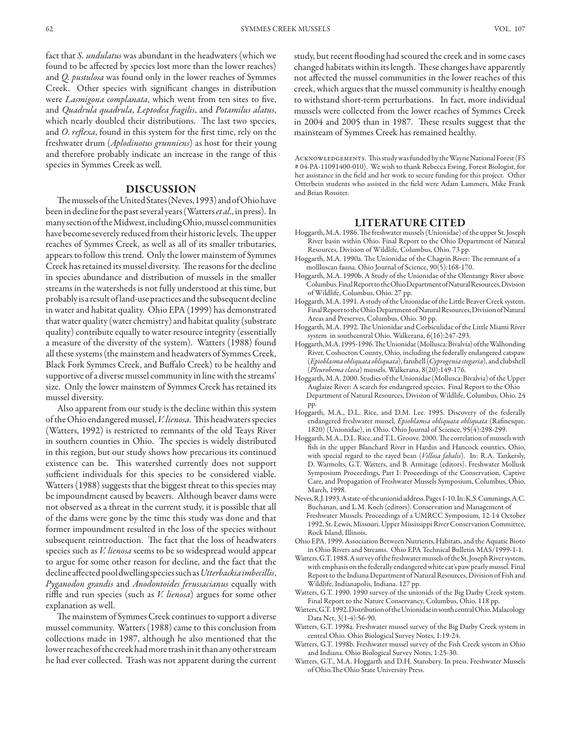fact that *S. undulatus* was abundant in the headwaters (which we found to be affected by species lost more than the lower reaches) and *Q. pustulosa* was found only in the lower reaches of Symmes Creek. Other species with significant changes in distribution were *Lasmigona complanata*, which went from ten sites to five, and *Quadrula quadrula*, *Leptodea fragilis*, and *Potamilus alatus*, which nearly doubled their distributions. The last two species, and *O. reflexa*, found in this system for the first time, rely on the freshwater drum (*Aplodinotus grunniens*) as host for their young and therefore probably indicate an increase in the range of this species in Symmes Creek as well.

## DISCUSSION

The mussels of the United States (Neves, 1993) and of Ohio have been in decline for the past several years (Watters *et al*., in press). In many section of the Midwest, including Ohio, mussel communities have become severely reduced from their historic levels. The upper reaches of Symmes Creek, as well as all of its smaller tributaries, appears to follow this trend. Only the lower mainstem of Symmes Creek has retained its mussel diversity. The reasons for the decline in species abundance and distribution of mussels in the smaller streams in the watersheds is not fully understood at this time, but probably is a result of land-use practices and the subsequent decline in water and habitat quality. Ohio EPA (1999) has demonstrated that water quality (water chemistry) and habitat quality (substrate quality) contribute equally to water resource integrity (essentially a measure of the diversity of the system). Watters (1988) found all these systems (the mainstem and headwaters of Symmes Creek, Black Fork Symmes Creek, and Buffalo Creek) to be healthy and supportive of a diverse mussel community in line with the streams' size. Only the lower mainstem of Symmes Creek has retained its mussel diversity.

Also apparent from our study is the decline within this system of the Ohio endangered mussel, *V. lienosa*. This headwaters species (Watters, 1992) is restricted to remnants of the old Teays River in southern counties in Ohio. The species is widely distributed in this region, but our study shows how precarious its continued existence can be. This watershed currently does not support sufficient individuals for this species to be considered viable. Watters (1988) suggests that the biggest threat to this species may be impoundment caused by beavers. Although beaver dams were not observed as a threat in the current study, it is possible that all of the dams were gone by the time this study was done and that former impoundment resulted in the loss of the species without subsequent reintroduction. The fact that the loss of headwaters species such as *V. lienosa* seems to be so widespread would appear to argue for some other reason for decline, and the fact that the decline affected pool dwelling species such as *Utterbackia imbecillis*, *Pyganodon grandis* and *Anodontoides ferussacianus* equally with riffle and run species (such as *V. lienosa*) argues for some other explanation as well.

The mainstem of Symmes Creek continues to support a diverse mussel community. Watters (1988) came to this conclusion from collections made in 1987, although he also mentioned that the lower reaches of the creek had more trash in it than any other stream he had ever collected. Trash was not apparent during the current study, but recent flooding had scoured the creek and in some cases changed habitats within its length. These changes have apparently not affected the mussel communities in the lower reaches of this creek, which argues that the mussel community is healthy enough to withstand short-term perturbations. In fact, more individual mussels were collected from the lower reaches of Symmes Creek in 2004 and 2005 than in 1987. These results suggest that the mainsteam of Symmes Creek has remained healthy.

Acknowledgements. This study was funded by the Wayne National Forest (FS # 04-PA-11091400-010). We wish to thank Rebecca Ewing, Forest Biologist, for her assistance in the field and her work to secure funding for this project. Other Otterbein students who assisted in the field were Adam Lammers, Mike Frank and Brian Rossiter.

## LITERATURE CITED

Hoggarth, M.A. 1986. The freshwater mussels (Unionidae) of the upper St. Joseph River basin within Ohio. Final Report to the Ohio Department of Natural Resources, Division of Wildlife, Columbus, Ohio. 73 pp.

Hoggarth, M.A. 1990a. The Unionidae of the Chagrin River: The remnant of a mollluscan fauna. Ohio Journal of Science, 90(5):168-170.

Hoggarth, M.A. 1990b. A Study of the Unionidae of the Olentangy River above Columbus. Final Report to the Ohio Department of Natural Resources, Division of Wildlife, Columbus, Ohio. 27 pp.

Hoggarth, M.A. 1991. A study of the Unionidae of the Little Beaver Creek system. Final Report to the Ohio Department of Natural Resources, Division of Natural Areas and Preserves, Columbus, Ohio. 30 pp.

Hoggarth, M.A. 1992. The Unionidae and Corbiculidae of the Little Miami River system in southcentral Ohio. Walkerana, 6(16):247-293.

Hoggarth, M.A. 1995-1996. The Unionidae (Mollusca: Bivalvia) of the Walhonding River, Coshocton County, Ohio, including the federally endangered catspaw (*Epioblasma obliquata obliquata*), fanshell (*Cyprogenia stegaria*), and clubshell (*Pleurobema clava*) mussels. Walkerana, 8(20):149-176.

Hoggarth, M.A. 2000. Studies of the Unionidae (Mollusca: Bivalvia) of the Upper Auglaize River: A search for endangered species. Final Report to the Ohio Department of Natural Resources, Division of Wildlife, Columbus, Ohio. 24 pp.

Hoggarth, M.A., D.L. Rice, and D.M. Lee. 1995. Discovery of the federally endangered freshwater mussel, *Epioblamsa obliquata obliquata* (Rafinesque, 1820) (Unionidae), in Ohio. Ohio Journal of Science, 95(4):298-299.

Hoggarth, M.A., D.L. Rice, and T.L. Groove. 2000. The correlation of mussels with fish in the upper Blanchard River in Hardin and Hancock counties, Ohio, with special regard to the rayed bean (*Villosa fabalis*). In: R.A. Tankersly, D. Warmolts, G.T. Watters, and B. Armitage (editors). Freshwater Mollusk Symposium Proceedings, Part I: Proceedings of the Conservation, Captive Care, and Propagation of Freshwater Mussels Symposium, Columbus, Ohio, March, 1998.

Neves, R.J. 1993. A state-of-the unionid address. Pages 1-10. In: K.S. Cummings, A.C. Buchanan, and L.M. Koch (editors). Conservation and Management of Freshwater Mussels. Proceedings of a UMRCC Symposium, 12-14 October 1992, St. Lewis, Missouri. Upper Mississippi River Conservation Committee, Rock Island, Illinois.

Ohio EPA. 1999. Association Between Nutrients, Habitats, and the Aquatic Bioto in Ohio Rivers and Streams. Ohio EPA Technical Bulletin MAS/1999-1-1.

Watters, G.T. 1988. A survey of the freshwater mussels of the St. Joseph River system, with emphasis on the federally endangered white cat's paw pearly mussel. Final Report to the Indiana Department of Natural Resources, Division of Fish and Wildlife, Indianapolis, Indiana. 127 pp.

Watters, G.T. 1990. 1990 survey of the unionids of the Big Darby Creek system. Final Report to the Nature Conservancy, Columbus, Ohio. 118 pp.

Watters, G.T. 1992. Distribution of the Unionidae in south central Ohio. Malacology Data Net, 3(1-4):56-90.

Watters, G.T. 1998a. Freshwater mussel survey of the Big Darby Creek system in central Ohio. Ohio Biological Survey Notes, 1:19-24.

Watters, G.T. 1998b. Freshwater mussel survey of the Fish Creek system in Ohio and Indiana. Ohio Biological Survey Notes, 1:25-30.

Watters, G.T., M.A. Hoggarth and D.H. Stansbery. In press. Freshwater Mussels of Ohio.The Ohio State University Press.